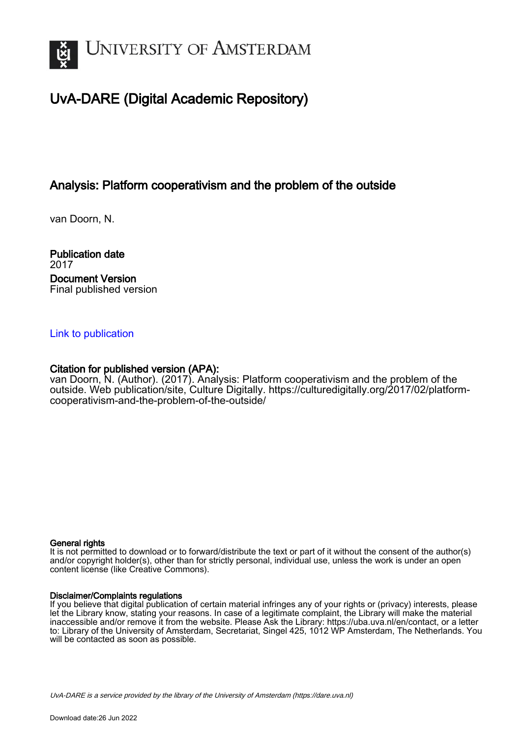# University of Amsterdam

## UvA-DARE (Digital Academic Repository)

### Analysis: Platform cooperativism and the problem of the outside

van Doorn, N.

**Publication date**
2017

**Document Version**
Final published version

Link to publication

**Citation for published version (APA):**
van Doorn, N. (Author). (2017). Analysis: Platform cooperativism and the problem of the outside. Web publication/site, Culture Digitally. https://culturedigitally.org/2017/02/platform-cooperativism-and-the-problem-of-the-outside/

**General rights**
It is not permitted to download or to forward/distribute the text or part of it without the consent of the author(s) and/or copyright holder(s), other than for strictly personal, individual use, unless the work is under an open content license (like Creative Commons).

**Disclaimer/Complaints regulations**
If you believe that digital publication of certain material infringes any of your rights or (privacy) interests, please let the Library know, stating your reasons. In case of a legitimate complaint, the Library will make the material inaccessible and/or remove it from the website. Please Ask the Library: https://uba.uva.nl/en/contact, or a letter to: Library of the University of Amsterdam, Secretariat, Singel 425, 1012 WP Amsterdam, The Netherlands. You will be contacted as soon as possible.

*UvA-DARE is a service provided by the library of the University of Amsterdam (https://dare.uva.nl)*

Download date:26 Jun 2022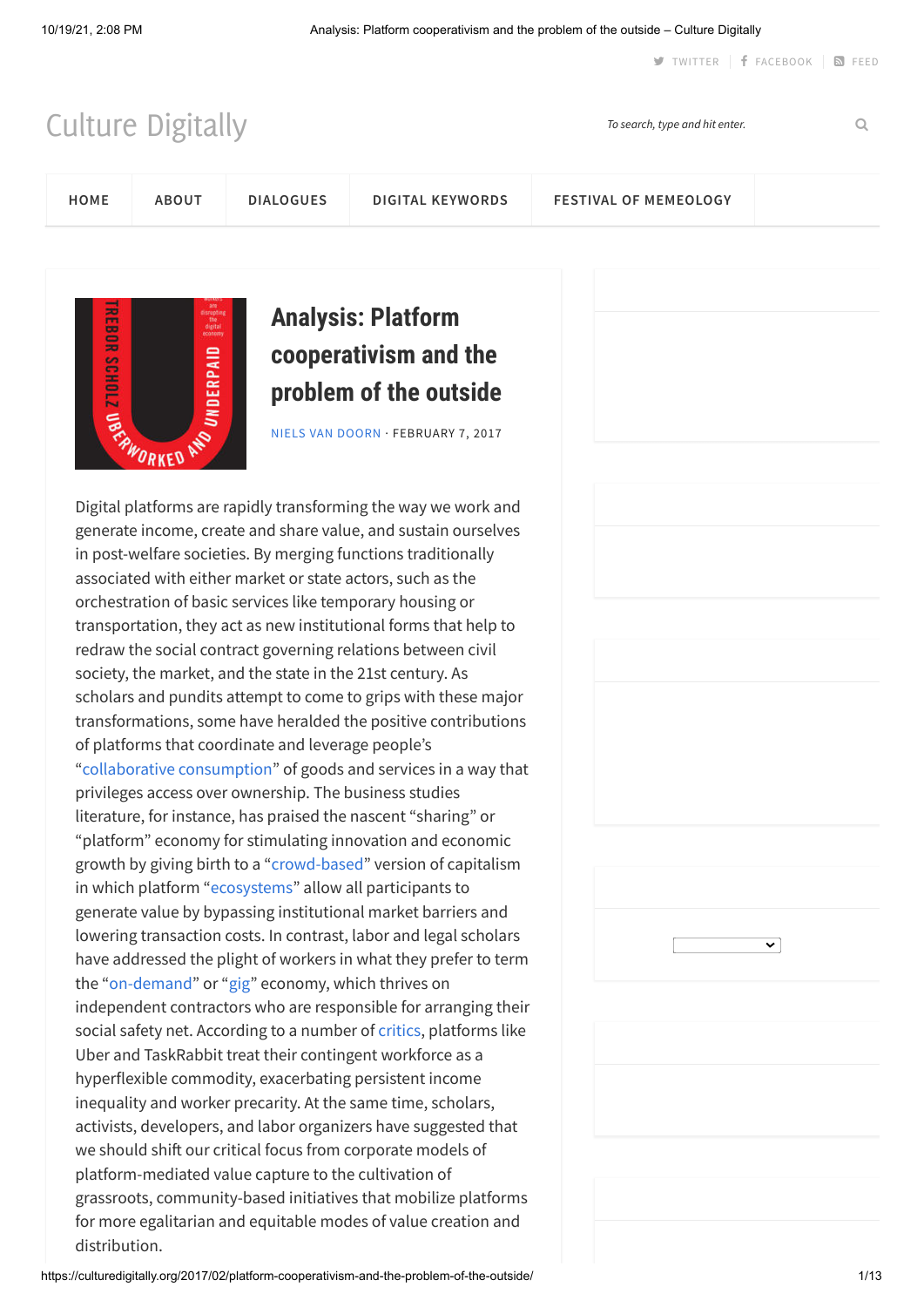Culture Digitally

HOME | ABOUT | DIALOGUES | DIGITAL KEYWORDS | FESTIVAL OF MEMEOLOGY

# Analysis: Platform cooperativism and the problem of the outside

NIELS VAN DOORN · FEBRUARY 7, 2017

Digital platforms are rapidly transforming the way we work and generate income, create and share value, and sustain ourselves in post-welfare societies. By merging functions traditionally associated with either market or state actors, such as the orchestration of basic services like temporary housing or transportation, they act as new institutional forms that help to redraw the social contract governing relations between civil society, the market, and the state in the 21st century. As scholars and pundits attempt to come to grips with these major transformations, some have heralded the positive contributions of platforms that coordinate and leverage people's "collaborative consumption" of goods and services in a way that privileges access over ownership. The business studies literature, for instance, has praised the nascent "sharing" or "platform" economy for stimulating innovation and economic growth by giving birth to a "crowd-based" version of capitalism in which platform "ecosystems" allow all participants to generate value by bypassing institutional market barriers and lowering transaction costs. In contrast, labor and legal scholars have addressed the plight of workers in what they prefer to term the "on-demand" or "gig" economy, which thrives on independent contractors who are responsible for arranging their social safety net. According to a number of critics, platforms like Uber and TaskRabbit treat their contingent workforce as a hyperflexible commodity, exacerbating persistent income inequality and worker precarity. At the same time, scholars, activists, developers, and labor organizers have suggested that we should shift our critical focus from corporate models of platform-mediated value capture to the cultivation of grassroots, community-based initiatives that mobilize platforms for more egalitarian and equitable modes of value creation and distribution.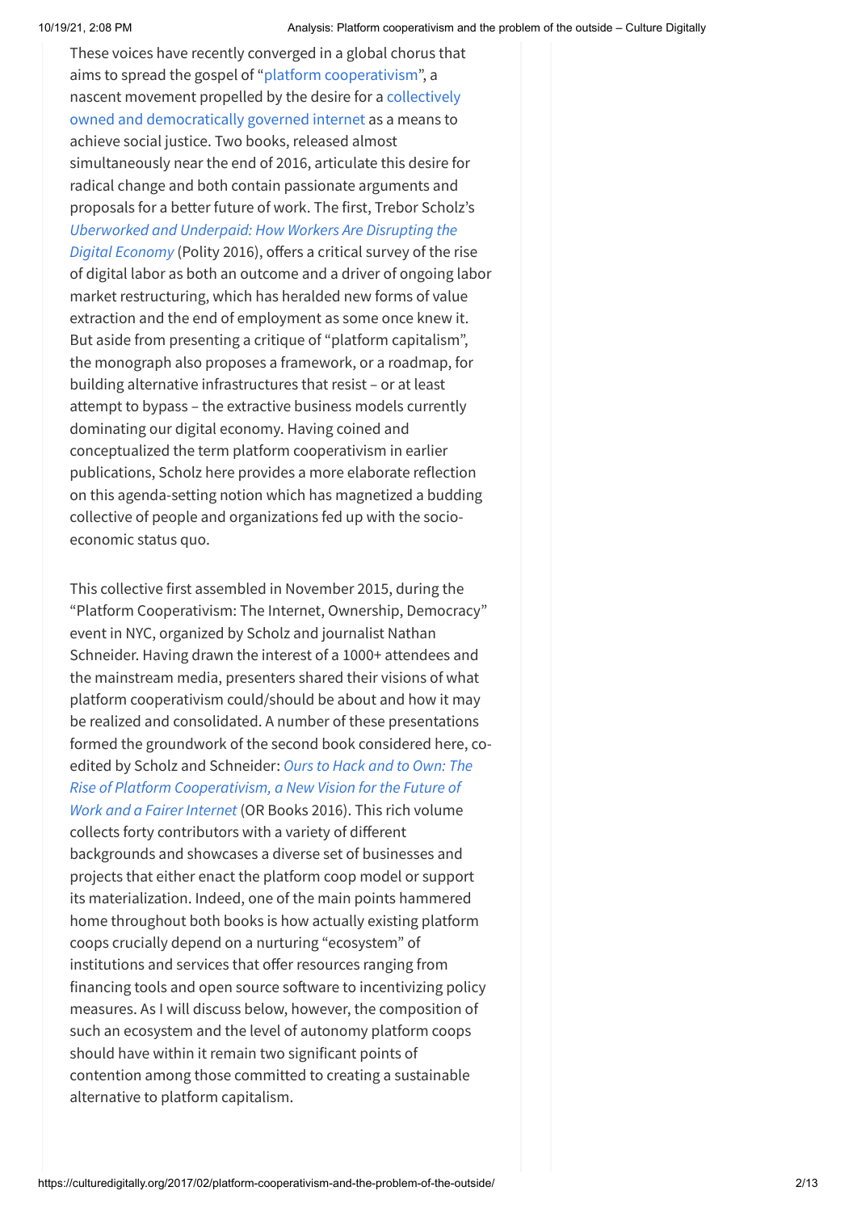These voices have recently converged in a global chorus that aims to spread the gospel of "platform cooperativism", a nascent movement propelled by the desire for a collectively owned and democratically governed internet as a means to achieve social justice. Two books, released almost simultaneously near the end of 2016, articulate this desire for radical change and both contain passionate arguments and proposals for a better future of work. The first, Trebor Scholz's *Uberworked and Underpaid: How Workers Are Disrupting the Digital Economy* (Polity 2016), offers a critical survey of the rise of digital labor as both an outcome and a driver of ongoing labor market restructuring, which has heralded new forms of value extraction and the end of employment as some once knew it. But aside from presenting a critique of "platform capitalism", the monograph also proposes a framework, or a roadmap, for building alternative infrastructures that resist – or at least attempt to bypass – the extractive business models currently dominating our digital economy. Having coined and conceptualized the term platform cooperativism in earlier publications, Scholz here provides a more elaborate reflection on this agenda-setting notion which has magnetized a budding collective of people and organizations fed up with the socio-economic status quo.

This collective first assembled in November 2015, during the "Platform Cooperativism: The Internet, Ownership, Democracy" event in NYC, organized by Scholz and journalist Nathan Schneider. Having drawn the interest of a 1000+ attendees and the mainstream media, presenters shared their visions of what platform cooperativism could/should be about and how it may be realized and consolidated. A number of these presentations formed the groundwork of the second book considered here, co-edited by Scholz and Schneider: *Ours to Hack and to Own: The Rise of Platform Cooperativism, a New Vision for the Future of Work and a Fairer Internet* (OR Books 2016). This rich volume collects forty contributors with a variety of different backgrounds and showcases a diverse set of businesses and projects that either enact the platform coop model or support its materialization. Indeed, one of the main points hammered home throughout both books is how actually existing platform coops crucially depend on a nurturing "ecosystem" of institutions and services that offer resources ranging from financing tools and open source software to incentivizing policy measures. As I will discuss below, however, the composition of such an ecosystem and the level of autonomy platform coops should have within it remain two significant points of contention among those committed to creating a sustainable alternative to platform capitalism.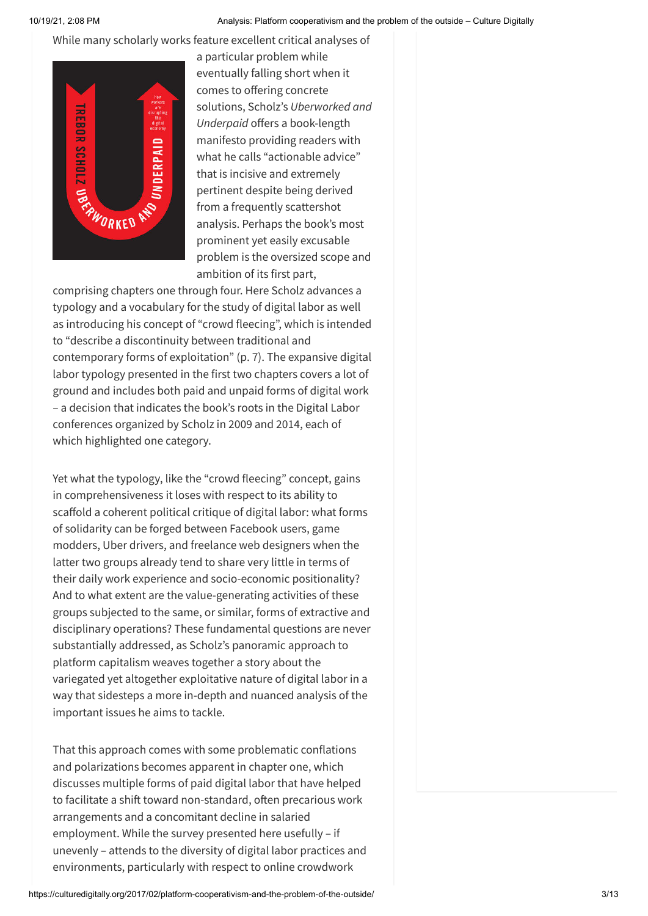While many scholarly works feature excellent critical analyses of a particular problem while eventually falling short when it comes to offering concrete solutions, Scholz's *Uberworked and Underpaid* offers a book-length manifesto providing readers with what he calls "actionable advice" that is incisive and extremely pertinent despite being derived from a frequently scattershot analysis. Perhaps the book's most prominent yet easily excusable problem is the oversized scope and ambition of its first part, comprising chapters one through four. Here Scholz advances a typology and a vocabulary for the study of digital labor as well as introducing his concept of "crowd fleecing", which is intended to "describe a discontinuity between traditional and contemporary forms of exploitation" (p. 7). The expansive digital labor typology presented in the first two chapters covers a lot of ground and includes both paid and unpaid forms of digital work – a decision that indicates the book's roots in the Digital Labor conferences organized by Scholz in 2009 and 2014, each of which highlighted one category.

Yet what the typology, like the "crowd fleecing" concept, gains in comprehensiveness it loses with respect to its ability to scaffold a coherent political critique of digital labor: what forms of solidarity can be forged between Facebook users, game modders, Uber drivers, and freelance web designers when the latter two groups already tend to share very little in terms of their daily work experience and socio-economic positionality? And to what extent are the value-generating activities of these groups subjected to the same, or similar, forms of extractive and disciplinary operations? These fundamental questions are never substantially addressed, as Scholz's panoramic approach to platform capitalism weaves together a story about the variegated yet altogether exploitative nature of digital labor in a way that sidesteps a more in-depth and nuanced analysis of the important issues he aims to tackle.

That this approach comes with some problematic conflations and polarizations becomes apparent in chapter one, which discusses multiple forms of paid digital labor that have helped to facilitate a shift toward non-standard, often precarious work arrangements and a concomitant decline in salaried employment. While the survey presented here usefully – if unevenly – attends to the diversity of digital labor practices and environments, particularly with respect to online crowdwork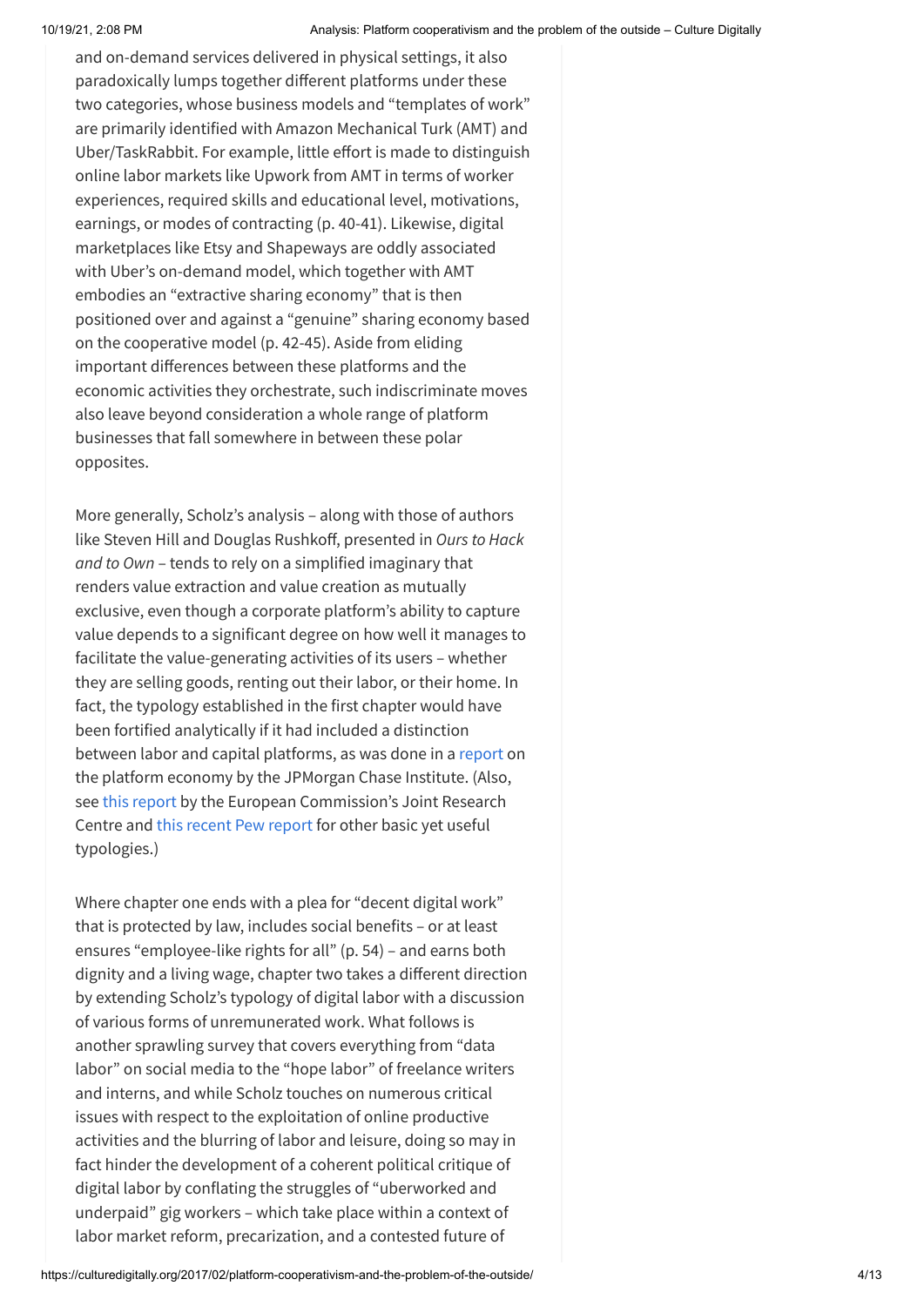and on-demand services delivered in physical settings, it also paradoxically lumps together different platforms under these two categories, whose business models and "templates of work" are primarily identified with Amazon Mechanical Turk (AMT) and Uber/TaskRabbit. For example, little effort is made to distinguish online labor markets like Upwork from AMT in terms of worker experiences, required skills and educational level, motivations, earnings, or modes of contracting (p. 40-41). Likewise, digital marketplaces like Etsy and Shapeways are oddly associated with Uber's on-demand model, which together with AMT embodies an "extractive sharing economy" that is then positioned over and against a "genuine" sharing economy based on the cooperative model (p. 42-45). Aside from eliding important differences between these platforms and the economic activities they orchestrate, such indiscriminate moves also leave beyond consideration a whole range of platform businesses that fall somewhere in between these polar opposites.

More generally, Scholz's analysis – along with those of authors like Steven Hill and Douglas Rushkoff, presented in *Ours to Hack and to Own* – tends to rely on a simplified imaginary that renders value extraction and value creation as mutually exclusive, even though a corporate platform's ability to capture value depends to a significant degree on how well it manages to facilitate the value-generating activities of its users – whether they are selling goods, renting out their labor, or their home. In fact, the typology established in the first chapter would have been fortified analytically if it had included a distinction between labor and capital platforms, as was done in a report on the platform economy by the JPMorgan Chase Institute. (Also, see this report by the European Commission's Joint Research Centre and this recent Pew report for other basic yet useful typologies.)

Where chapter one ends with a plea for "decent digital work" that is protected by law, includes social benefits – or at least ensures "employee-like rights for all" (p. 54) – and earns both dignity and a living wage, chapter two takes a different direction by extending Scholz's typology of digital labor with a discussion of various forms of unremunerated work. What follows is another sprawling survey that covers everything from "data labor" on social media to the "hope labor" of freelance writers and interns, and while Scholz touches on numerous critical issues with respect to the exploitation of online productive activities and the blurring of labor and leisure, doing so may in fact hinder the development of a coherent political critique of digital labor by conflating the struggles of "uberworked and underpaid" gig workers – which take place within a context of labor market reform, precarization, and a contested future of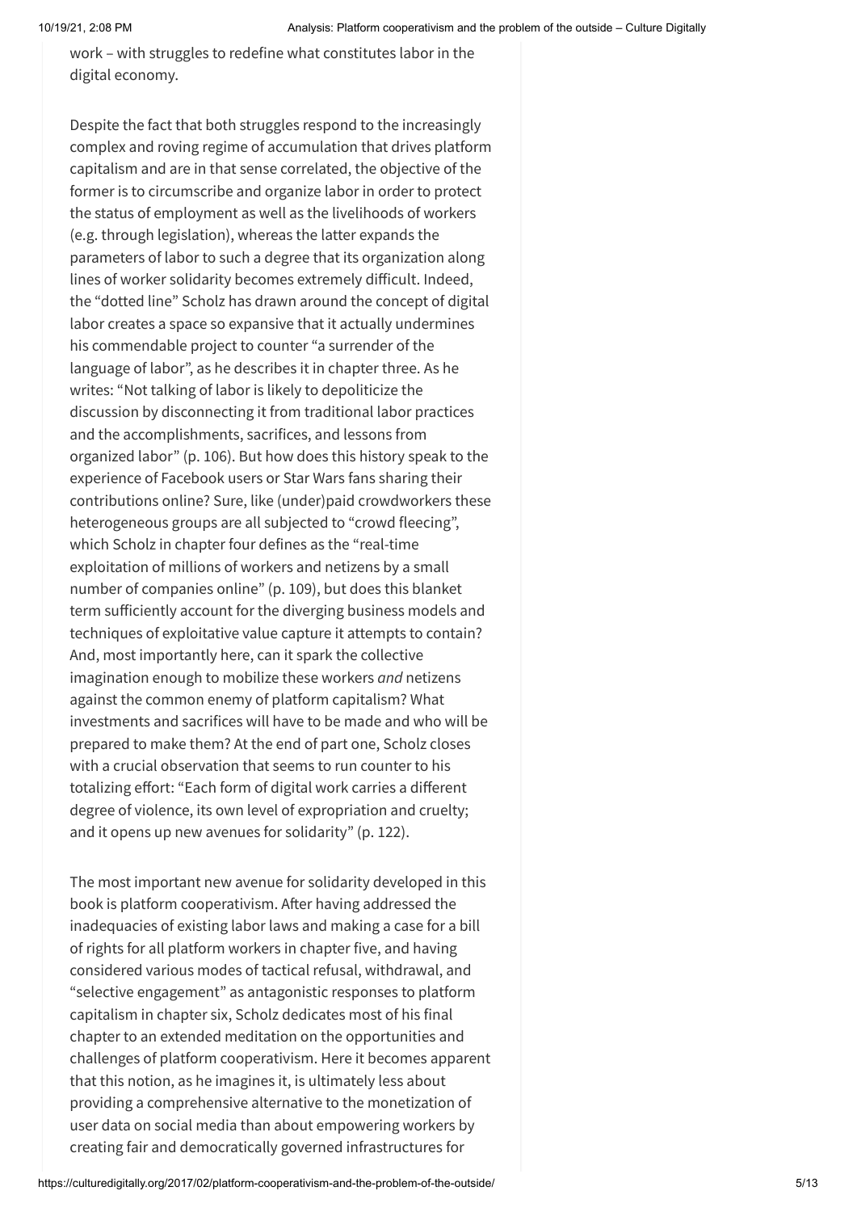work – with struggles to redefine what constitutes labor in the digital economy.

Despite the fact that both struggles respond to the increasingly complex and roving regime of accumulation that drives platform capitalism and are in that sense correlated, the objective of the former is to circumscribe and organize labor in order to protect the status of employment as well as the livelihoods of workers (e.g. through legislation), whereas the latter expands the parameters of labor to such a degree that its organization along lines of worker solidarity becomes extremely difficult. Indeed, the "dotted line" Scholz has drawn around the concept of digital labor creates a space so expansive that it actually undermines his commendable project to counter "a surrender of the language of labor", as he describes it in chapter three. As he writes: "Not talking of labor is likely to depoliticize the discussion by disconnecting it from traditional labor practices and the accomplishments, sacrifices, and lessons from organized labor" (p. 106). But how does this history speak to the experience of Facebook users or Star Wars fans sharing their contributions online? Sure, like (under)paid crowdworkers these heterogeneous groups are all subjected to "crowd fleecing", which Scholz in chapter four defines as the "real-time exploitation of millions of workers and netizens by a small number of companies online" (p. 109), but does this blanket term sufficiently account for the diverging business models and techniques of exploitative value capture it attempts to contain? And, most importantly here, can it spark the collective imagination enough to mobilize these workers *and* netizens against the common enemy of platform capitalism? What investments and sacrifices will have to be made and who will be prepared to make them? At the end of part one, Scholz closes with a crucial observation that seems to run counter to his totalizing effort: "Each form of digital work carries a different degree of violence, its own level of expropriation and cruelty; and it opens up new avenues for solidarity" (p. 122).

The most important new avenue for solidarity developed in this book is platform cooperativism. After having addressed the inadequacies of existing labor laws and making a case for a bill of rights for all platform workers in chapter five, and having considered various modes of tactical refusal, withdrawal, and "selective engagement" as antagonistic responses to platform capitalism in chapter six, Scholz dedicates most of his final chapter to an extended meditation on the opportunities and challenges of platform cooperativism. Here it becomes apparent that this notion, as he imagines it, is ultimately less about providing a comprehensive alternative to the monetization of user data on social media than about empowering workers by creating fair and democratically governed infrastructures for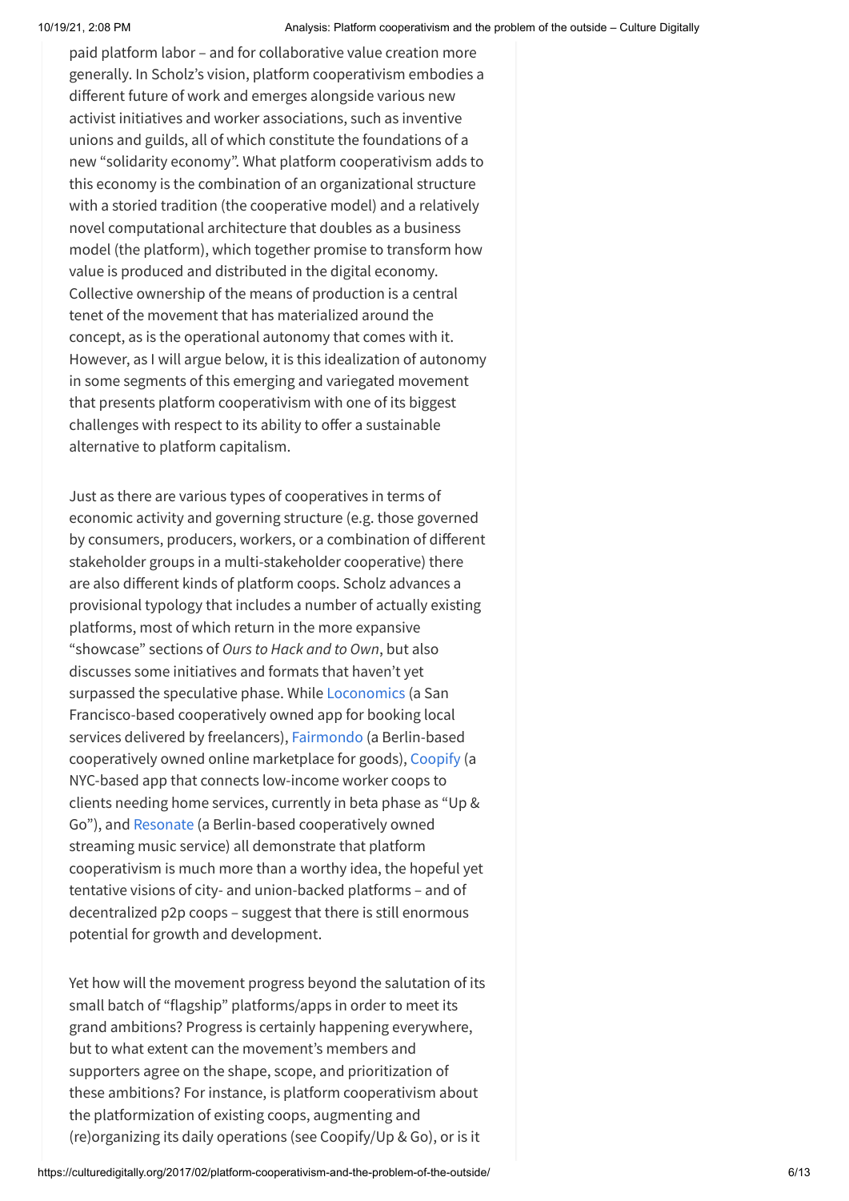paid platform labor – and for collaborative value creation more generally. In Scholz's vision, platform cooperativism embodies a different future of work and emerges alongside various new activist initiatives and worker associations, such as inventive unions and guilds, all of which constitute the foundations of a new "solidarity economy". What platform cooperativism adds to this economy is the combination of an organizational structure with a storied tradition (the cooperative model) and a relatively novel computational architecture that doubles as a business model (the platform), which together promise to transform how value is produced and distributed in the digital economy. Collective ownership of the means of production is a central tenet of the movement that has materialized around the concept, as is the operational autonomy that comes with it. However, as I will argue below, it is this idealization of autonomy in some segments of this emerging and variegated movement that presents platform cooperativism with one of its biggest challenges with respect to its ability to offer a sustainable alternative to platform capitalism.

Just as there are various types of cooperatives in terms of economic activity and governing structure (e.g. those governed by consumers, producers, workers, or a combination of different stakeholder groups in a multi-stakeholder cooperative) there are also different kinds of platform coops. Scholz advances a provisional typology that includes a number of actually existing platforms, most of which return in the more expansive "showcase" sections of *Ours to Hack and to Own*, but also discusses some initiatives and formats that haven't yet surpassed the speculative phase. While Loconomics (a San Francisco-based cooperatively owned app for booking local services delivered by freelancers), Fairmondo (a Berlin-based cooperatively owned online marketplace for goods), Coopify (a NYC-based app that connects low-income worker coops to clients needing home services, currently in beta phase as "Up & Go"), and Resonate (a Berlin-based cooperatively owned streaming music service) all demonstrate that platform cooperativism is much more than a worthy idea, the hopeful yet tentative visions of city- and union-backed platforms – and of decentralized p2p coops – suggest that there is still enormous potential for growth and development.

Yet how will the movement progress beyond the salutation of its small batch of "flagship" platforms/apps in order to meet its grand ambitions? Progress is certainly happening everywhere, but to what extent can the movement's members and supporters agree on the shape, scope, and prioritization of these ambitions? For instance, is platform cooperativism about the platformization of existing coops, augmenting and (re)organizing its daily operations (see Coopify/Up & Go), or is it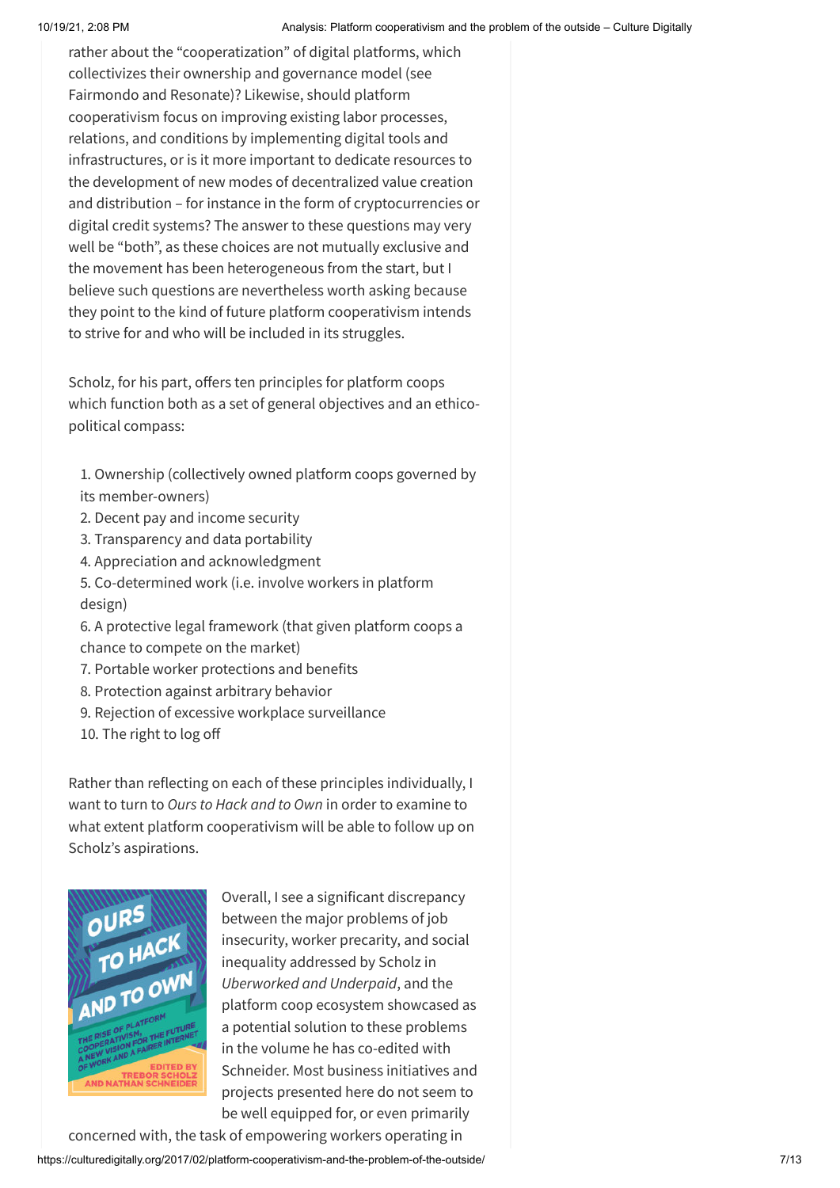rather about the "cooperatization" of digital platforms, which collectivizes their ownership and governance model (see Fairmondo and Resonate)? Likewise, should platform cooperativism focus on improving existing labor processes, relations, and conditions by implementing digital tools and infrastructures, or is it more important to dedicate resources to the development of new modes of decentralized value creation and distribution – for instance in the form of cryptocurrencies or digital credit systems? The answer to these questions may very well be "both", as these choices are not mutually exclusive and the movement has been heterogeneous from the start, but I believe such questions are nevertheless worth asking because they point to the kind of future platform cooperativism intends to strive for and who will be included in its struggles.

Scholz, for his part, offers ten principles for platform coops which function both as a set of general objectives and an ethico-political compass:

1. Ownership (collectively owned platform coops governed by its member-owners)
2. Decent pay and income security
3. Transparency and data portability
4. Appreciation and acknowledgment
5. Co-determined work (i.e. involve workers in platform design)
6. A protective legal framework (that given platform coops a chance to compete on the market)
7. Portable worker protections and benefits
8. Protection against arbitrary behavior
9. Rejection of excessive workplace surveillance
10. The right to log off

Rather than reflecting on each of these principles individually, I want to turn to *Ours to Hack and to Own* in order to examine to what extent platform cooperativism will be able to follow up on Scholz's aspirations.

Overall, I see a significant discrepancy between the major problems of job insecurity, worker precarity, and social inequality addressed by Scholz in *Uberworked and Underpaid*, and the platform coop ecosystem showcased as a potential solution to these problems in the volume he has co-edited with Schneider. Most business initiatives and projects presented here do not seem to be well equipped for, or even primarily concerned with, the task of empowering workers operating in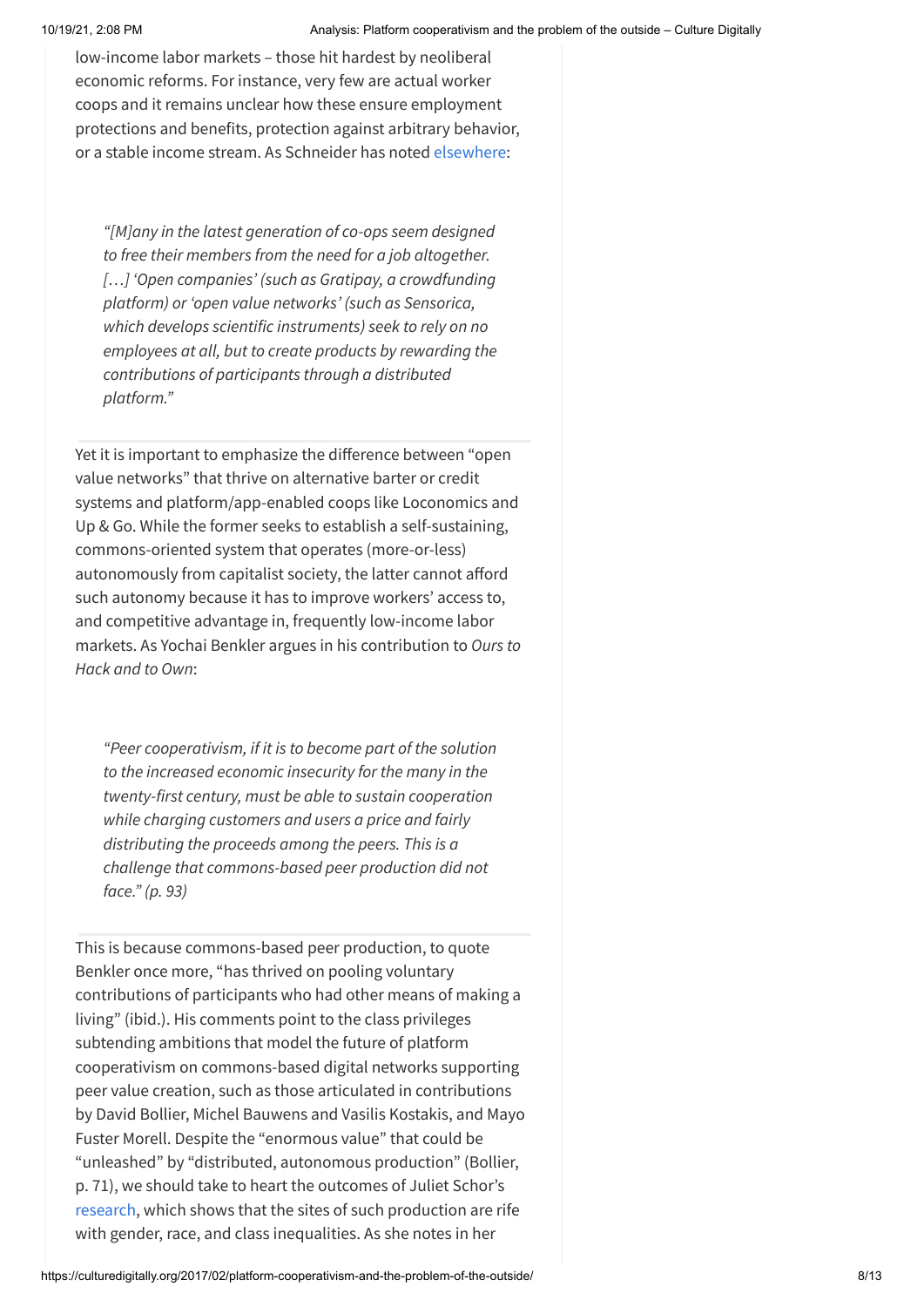low-income labor markets – those hit hardest by neoliberal economic reforms. For instance, very few are actual worker coops and it remains unclear how these ensure employment protections and benefits, protection against arbitrary behavior, or a stable income stream. As Schneider has noted elsewhere:

> *"[M]any in the latest generation of co-ops seem designed to free their members from the need for a job altogether. […] 'Open companies' (such as Gratipay, a crowdfunding platform) or 'open value networks' (such as Sensorica, which develops scientific instruments) seek to rely on no employees at all, but to create products by rewarding the contributions of participants through a distributed platform."*

Yet it is important to emphasize the difference between "open value networks" that thrive on alternative barter or credit systems and platform/app-enabled coops like Loconomics and Up & Go. While the former seeks to establish a self-sustaining, commons-oriented system that operates (more-or-less) autonomously from capitalist society, the latter cannot afford such autonomy because it has to improve workers' access to, and competitive advantage in, frequently low-income labor markets. As Yochai Benkler argues in his contribution to *Ours to Hack and to Own*:

> *"Peer cooperativism, if it is to become part of the solution to the increased economic insecurity for the many in the twenty-first century, must be able to sustain cooperation while charging customers and users a price and fairly distributing the proceeds among the peers. This is a challenge that commons-based peer production did not face." (p. 93)*

This is because commons-based peer production, to quote Benkler once more, "has thrived on pooling voluntary contributions of participants who had other means of making a living" (ibid.). His comments point to the class privileges subtending ambitions that model the future of platform cooperativism on commons-based digital networks supporting peer value creation, such as those articulated in contributions by David Bollier, Michel Bauwens and Vasilis Kostakis, and Mayo Fuster Morell. Despite the "enormous value" that could be "unleashed" by "distributed, autonomous production" (Bollier, p. 71), we should take to heart the outcomes of Juliet Schor's research, which shows that the sites of such production are rife with gender, race, and class inequalities. As she notes in her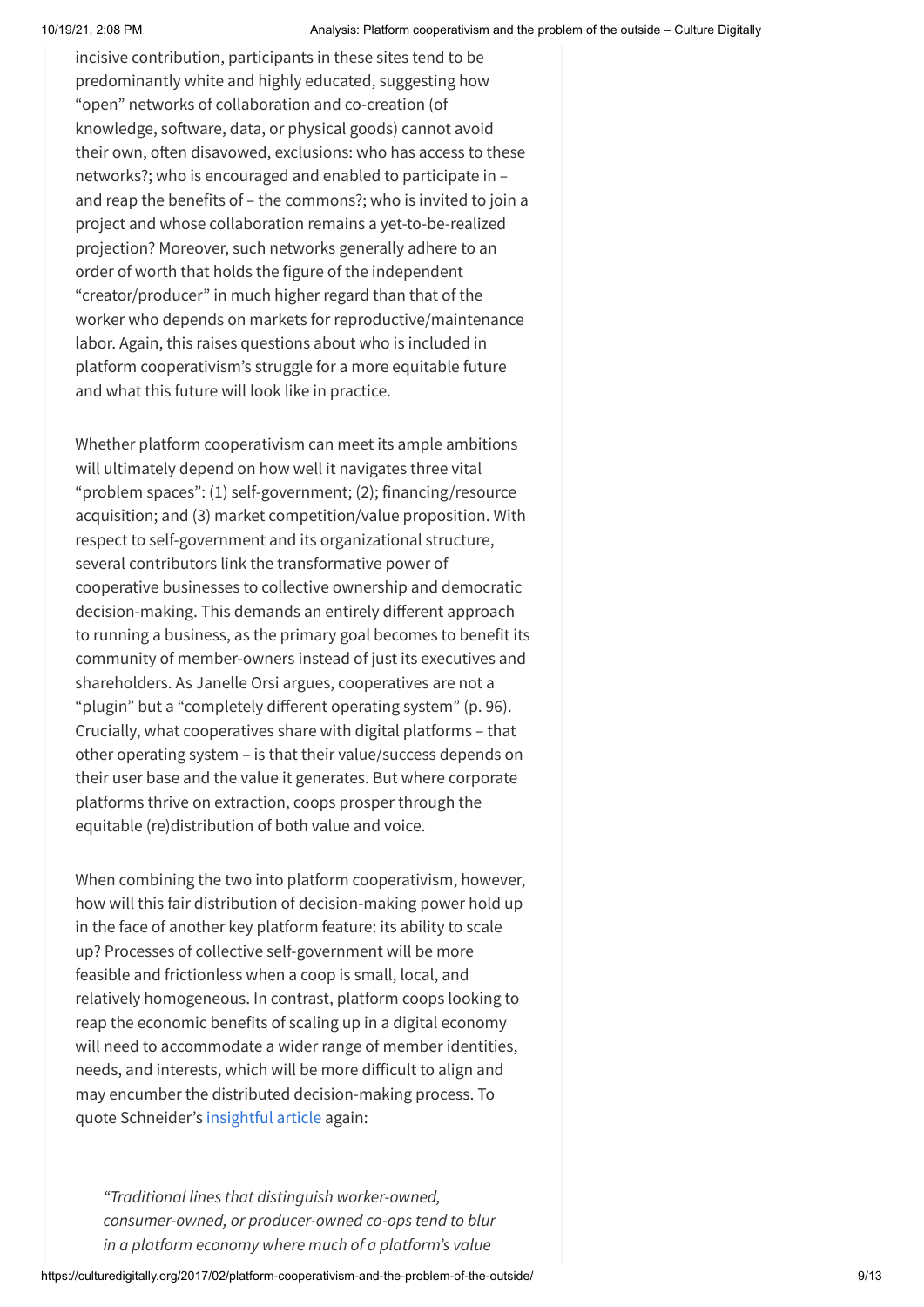incisive contribution, participants in these sites tend to be predominantly white and highly educated, suggesting how "open" networks of collaboration and co-creation (of knowledge, software, data, or physical goods) cannot avoid their own, often disavowed, exclusions: who has access to these networks?; who is encouraged and enabled to participate in – and reap the benefits of – the commons?; who is invited to join a project and whose collaboration remains a yet-to-be-realized projection? Moreover, such networks generally adhere to an order of worth that holds the figure of the independent "creator/producer" in much higher regard than that of the worker who depends on markets for reproductive/maintenance labor. Again, this raises questions about who is included in platform cooperativism's struggle for a more equitable future and what this future will look like in practice.

Whether platform cooperativism can meet its ample ambitions will ultimately depend on how well it navigates three vital "problem spaces": (1) self-government; (2); financing/resource acquisition; and (3) market competition/value proposition. With respect to self-government and its organizational structure, several contributors link the transformative power of cooperative businesses to collective ownership and democratic decision-making. This demands an entirely different approach to running a business, as the primary goal becomes to benefit its community of member-owners instead of just its executives and shareholders. As Janelle Orsi argues, cooperatives are not a "plugin" but a "completely different operating system" (p. 96). Crucially, what cooperatives share with digital platforms – that other operating system – is that their value/success depends on their user base and the value it generates. But where corporate platforms thrive on extraction, coops prosper through the equitable (re)distribution of both value and voice.

When combining the two into platform cooperativism, however, how will this fair distribution of decision-making power hold up in the face of another key platform feature: its ability to scale up? Processes of collective self-government will be more feasible and frictionless when a coop is small, local, and relatively homogeneous. In contrast, platform coops looking to reap the economic benefits of scaling up in a digital economy will need to accommodate a wider range of member identities, needs, and interests, which will be more difficult to align and may encumber the distributed decision-making process. To quote Schneider's insightful article again:

> *"Traditional lines that distinguish worker-owned, consumer-owned, or producer-owned co-ops tend to blur in a platform economy where much of a platform's value*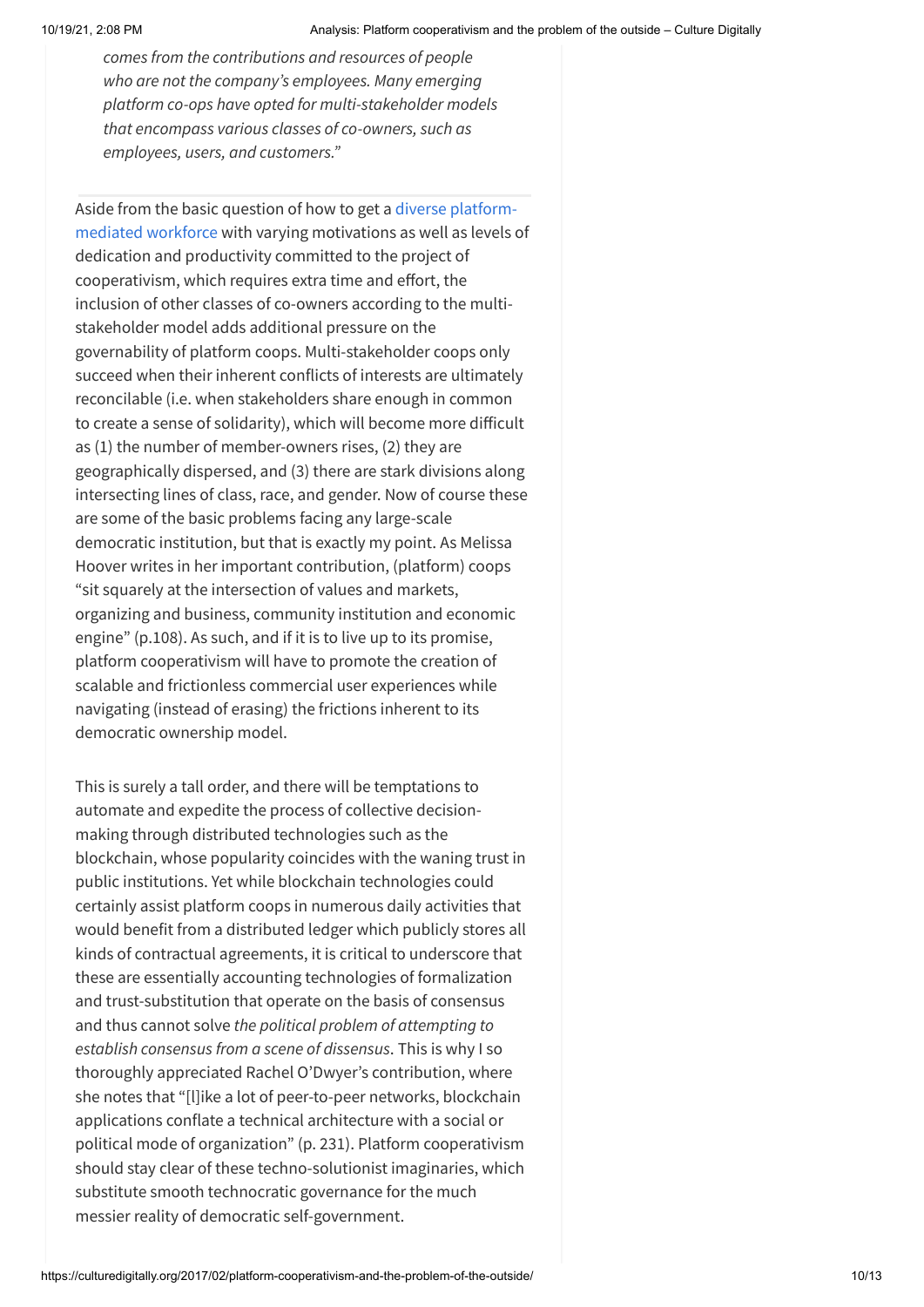*comes from the contributions and resources of people who are not the company's employees. Many emerging platform co-ops have opted for multi-stakeholder models that encompass various classes of co-owners, such as employees, users, and customers."*

Aside from the basic question of how to get a diverse platform-mediated workforce with varying motivations as well as levels of dedication and productivity committed to the project of cooperativism, which requires extra time and effort, the inclusion of other classes of co-owners according to the multi-stakeholder model adds additional pressure on the governability of platform coops. Multi-stakeholder coops only succeed when their inherent conflicts of interests are ultimately reconcilable (i.e. when stakeholders share enough in common to create a sense of solidarity), which will become more difficult as (1) the number of member-owners rises, (2) they are geographically dispersed, and (3) there are stark divisions along intersecting lines of class, race, and gender. Now of course these are some of the basic problems facing any large-scale democratic institution, but that is exactly my point. As Melissa Hoover writes in her important contribution, (platform) coops "sit squarely at the intersection of values and markets, organizing and business, community institution and economic engine" (p.108). As such, and if it is to live up to its promise, platform cooperativism will have to promote the creation of scalable and frictionless commercial user experiences while navigating (instead of erasing) the frictions inherent to its democratic ownership model.

This is surely a tall order, and there will be temptations to automate and expedite the process of collective decision-making through distributed technologies such as the blockchain, whose popularity coincides with the waning trust in public institutions. Yet while blockchain technologies could certainly assist platform coops in numerous daily activities that would benefit from a distributed ledger which publicly stores all kinds of contractual agreements, it is critical to underscore that these are essentially accounting technologies of formalization and trust-substitution that operate on the basis of consensus and thus cannot solve *the political problem of attempting to establish consensus from a scene of dissensus*. This is why I so thoroughly appreciated Rachel O'Dwyer's contribution, where she notes that "[l]ike a lot of peer-to-peer networks, blockchain applications conflate a technical architecture with a social or political mode of organization" (p. 231). Platform cooperativism should stay clear of these techno-solutionist imaginaries, which substitute smooth technocratic governance for the much messier reality of democratic self-government.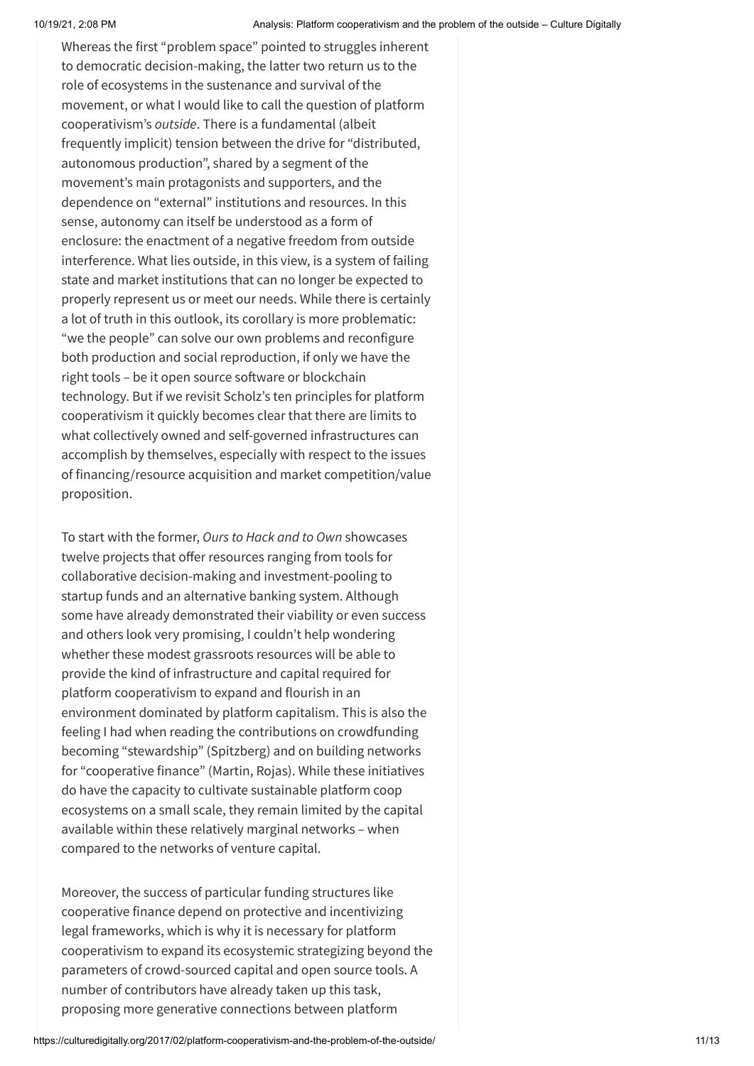Whereas the first "problem space" pointed to struggles inherent to democratic decision-making, the latter two return us to the role of ecosystems in the sustenance and survival of the movement, or what I would like to call the question of platform cooperativism's *outside*. There is a fundamental (albeit frequently implicit) tension between the drive for "distributed, autonomous production", shared by a segment of the movement's main protagonists and supporters, and the dependence on "external" institutions and resources. In this sense, autonomy can itself be understood as a form of enclosure: the enactment of a negative freedom from outside interference. What lies outside, in this view, is a system of failing state and market institutions that can no longer be expected to properly represent us or meet our needs. While there is certainly a lot of truth in this outlook, its corollary is more problematic: "we the people" can solve our own problems and reconfigure both production and social reproduction, if only we have the right tools – be it open source software or blockchain technology. But if we revisit Scholz's ten principles for platform cooperativism it quickly becomes clear that there are limits to what collectively owned and self-governed infrastructures can accomplish by themselves, especially with respect to the issues of financing/resource acquisition and market competition/value proposition.

To start with the former, *Ours to Hack and to Own* showcases twelve projects that offer resources ranging from tools for collaborative decision-making and investment-pooling to startup funds and an alternative banking system. Although some have already demonstrated their viability or even success and others look very promising, I couldn't help wondering whether these modest grassroots resources will be able to provide the kind of infrastructure and capital required for platform cooperativism to expand and flourish in an environment dominated by platform capitalism. This is also the feeling I had when reading the contributions on crowdfunding becoming "stewardship" (Spitzberg) and on building networks for "cooperative finance" (Martin, Rojas). While these initiatives do have the capacity to cultivate sustainable platform coop ecosystems on a small scale, they remain limited by the capital available within these relatively marginal networks – when compared to the networks of venture capital.

Moreover, the success of particular funding structures like cooperative finance depend on protective and incentivizing legal frameworks, which is why it is necessary for platform cooperativism to expand its ecosystemic strategizing beyond the parameters of crowd-sourced capital and open source tools. A number of contributors have already taken up this task, proposing more generative connections between platform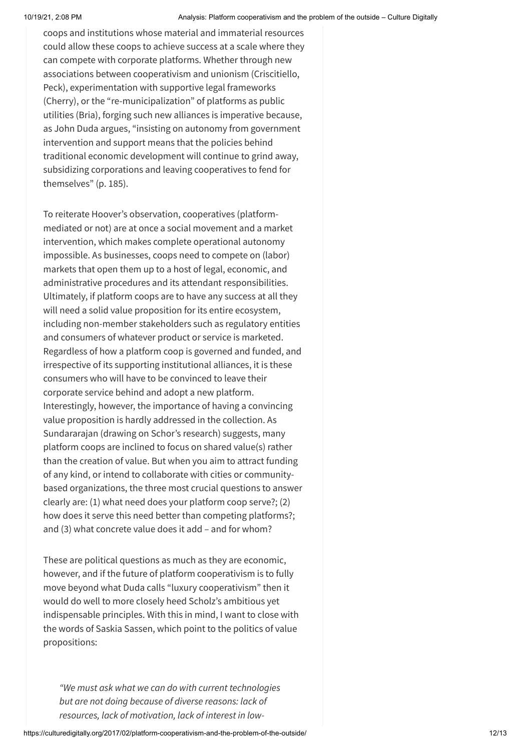coops and institutions whose material and immaterial resources could allow these coops to achieve success at a scale where they can compete with corporate platforms. Whether through new associations between cooperativism and unionism (Criscitiello, Peck), experimentation with supportive legal frameworks (Cherry), or the "re-municipalization" of platforms as public utilities (Bria), forging such new alliances is imperative because, as John Duda argues, "insisting on autonomy from government intervention and support means that the policies behind traditional economic development will continue to grind away, subsidizing corporations and leaving cooperatives to fend for themselves" (p. 185).

To reiterate Hoover's observation, cooperatives (platform-mediated or not) are at once a social movement and a market intervention, which makes complete operational autonomy impossible. As businesses, coops need to compete on (labor) markets that open them up to a host of legal, economic, and administrative procedures and its attendant responsibilities. Ultimately, if platform coops are to have any success at all they will need a solid value proposition for its entire ecosystem, including non-member stakeholders such as regulatory entities and consumers of whatever product or service is marketed. Regardless of how a platform coop is governed and funded, and irrespective of its supporting institutional alliances, it is these consumers who will have to be convinced to leave their corporate service behind and adopt a new platform. Interestingly, however, the importance of having a convincing value proposition is hardly addressed in the collection. As Sundararajan (drawing on Schor's research) suggests, many platform coops are inclined to focus on shared value(s) rather than the creation of value. But when you aim to attract funding of any kind, or intend to collaborate with cities or community-based organizations, the three most crucial questions to answer clearly are: (1) what need does your platform coop serve?; (2) how does it serve this need better than competing platforms?; and (3) what concrete value does it add – and for whom?

These are political questions as much as they are economic, however, and if the future of platform cooperativism is to fully move beyond what Duda calls "luxury cooperativism" then it would do well to more closely heed Scholz's ambitious yet indispensable principles. With this in mind, I want to close with the words of Saskia Sassen, which point to the politics of value propositions:

> *"We must ask what we can do with current technologies but are not doing because of diverse reasons: lack of resources, lack of motivation, lack of interest in low-*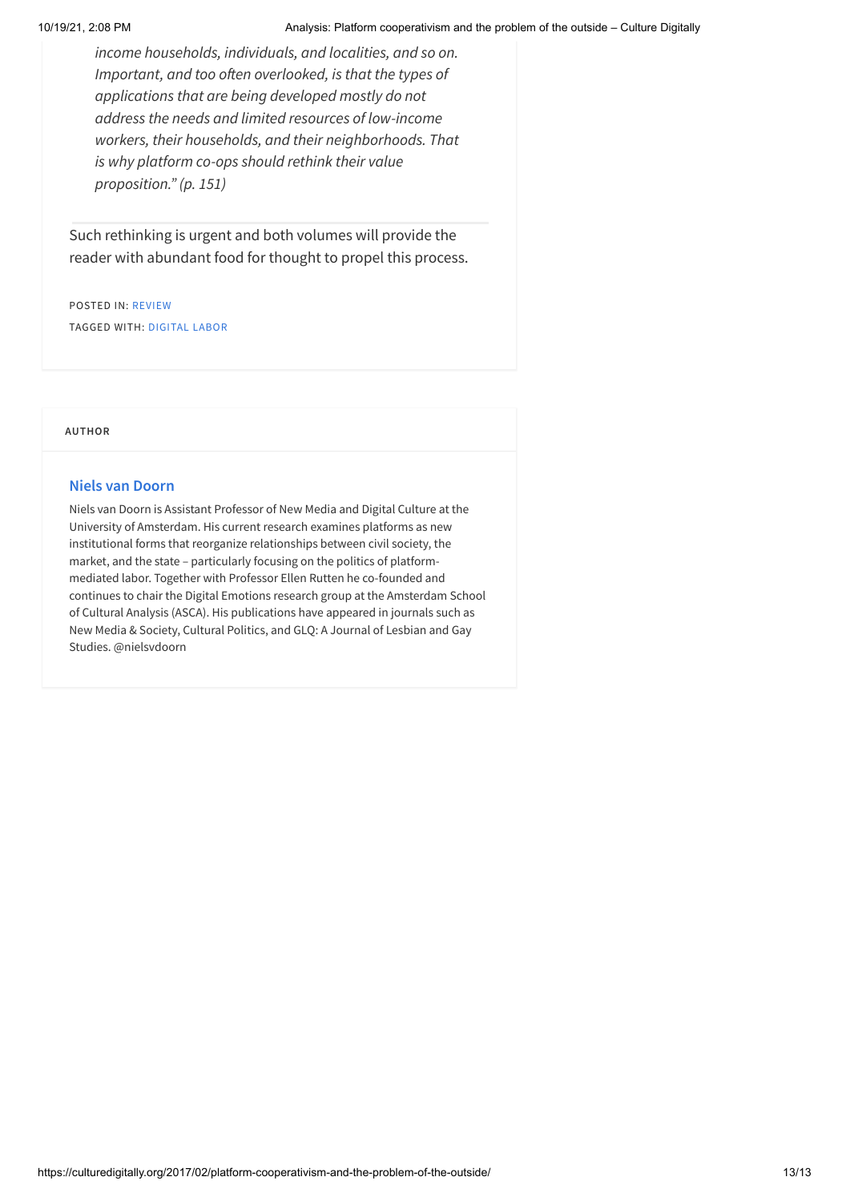> *income households, individuals, and localities, and so on. Important, and too often overlooked, is that the types of applications that are being developed mostly do not address the needs and limited resources of low-income workers, their households, and their neighborhoods. That is why platform co-ops should rethink their value proposition." (p. 151)*

Such rethinking is urgent and both volumes will provide the reader with abundant food for thought to propel this process.

POSTED IN: REVIEW

TAGGED WITH: DIGITAL LABOR

AUTHOR

**Niels van Doorn**

Niels van Doorn is Assistant Professor of New Media and Digital Culture at the University of Amsterdam. His current research examines platforms as new institutional forms that reorganize relationships between civil society, the market, and the state – particularly focusing on the politics of platform-mediated labor. Together with Professor Ellen Rutten he co-founded and continues to chair the Digital Emotions research group at the Amsterdam School of Cultural Analysis (ASCA). His publications have appeared in journals such as New Media & Society, Cultural Politics, and GLQ: A Journal of Lesbian and Gay Studies. @nielsvdoorn